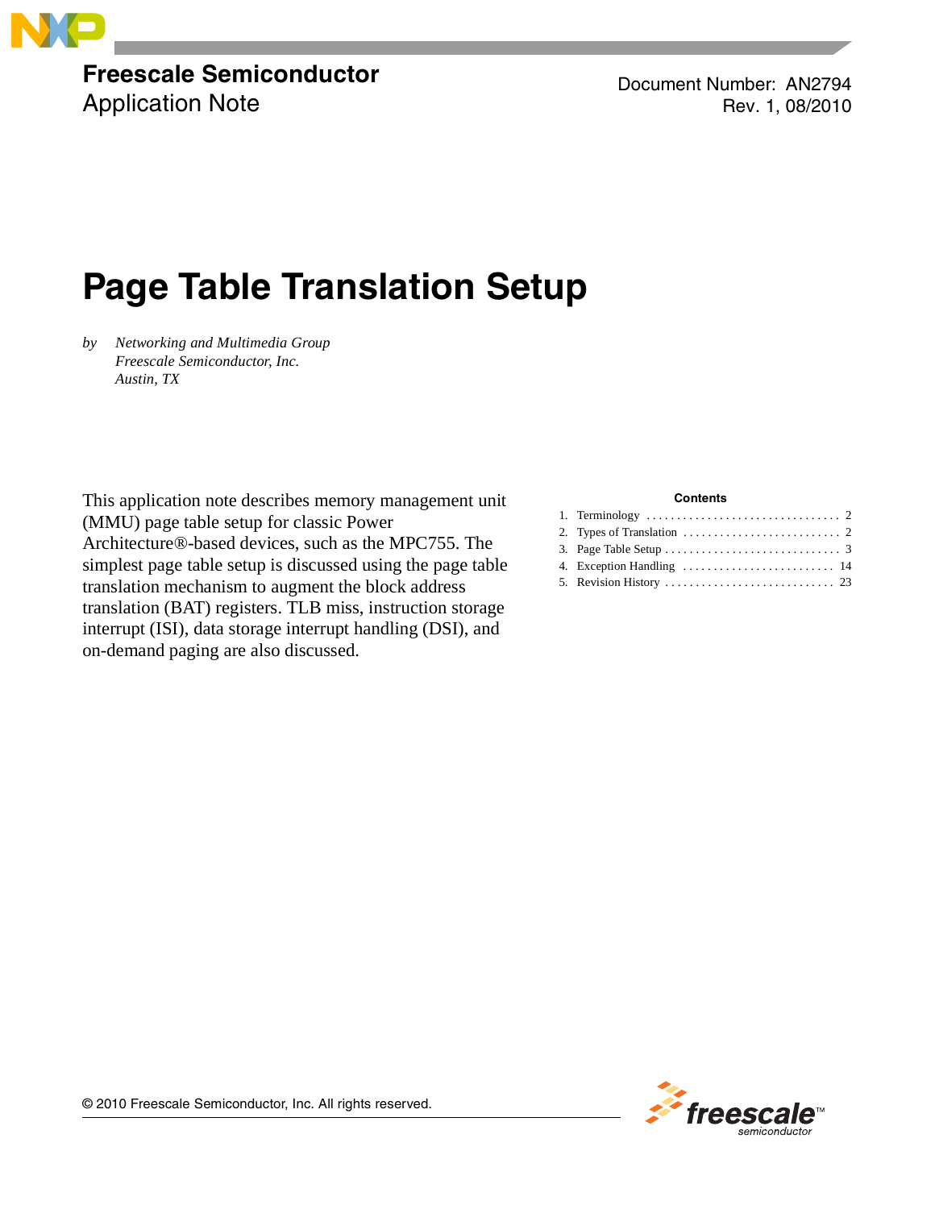Freescale Semiconductor
Application Note

Document Number: AN2794
Rev. 1, 08/2010

# Page Table Translation Setup

*by* *Networking and Multimedia Group*
*Freescale Semiconductor, Inc.*
*Austin, TX*

This application note describes memory management unit (MMU) page table setup for classic Power Architecture®-based devices, such as the MPC755. The simplest page table setup is discussed using the page table translation mechanism to augment the block address translation (BAT) registers. TLB miss, instruction storage interrupt (ISI), data storage interrupt handling (DSI), and on-demand paging are also discussed.

**Contents**

1. Terminology . . . . . . . . . . . . . . . . . . . . . . . . . . . . . . . . 2
2. Types of Translation . . . . . . . . . . . . . . . . . . . . . . . . . . 2
3. Page Table Setup . . . . . . . . . . . . . . . . . . . . . . . . . . . . . 3
4. Exception Handling . . . . . . . . . . . . . . . . . . . . . . . . . 14
5. Revision History . . . . . . . . . . . . . . . . . . . . . . . . . . . . 23

© 2010 Freescale Semiconductor, Inc. All rights reserved.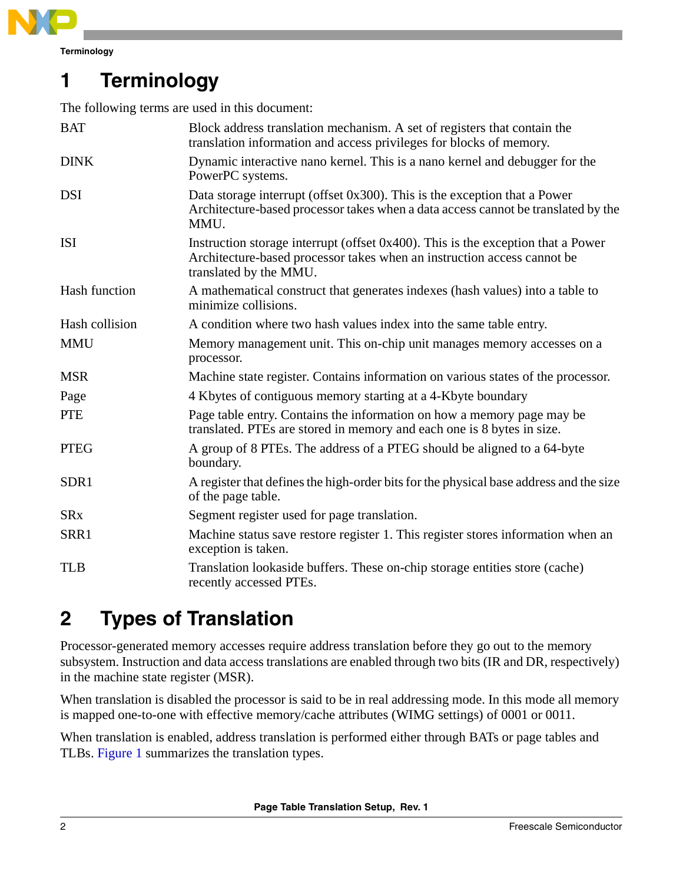# 1 Terminology

The following terms are used in this document:

| | |
|---|---|
| BAT | Block address translation mechanism. A set of registers that contain the translation information and access privileges for blocks of memory. |
| DINK | Dynamic interactive nano kernel. This is a nano kernel and debugger for the PowerPC systems. |
| DSI | Data storage interrupt (offset 0x300). This is the exception that a Power Architecture-based processor takes when a data access cannot be translated by the MMU. |
| ISI | Instruction storage interrupt (offset 0x400). This is the exception that a Power Architecture-based processor takes when an instruction access cannot be translated by the MMU. |
| Hash function | A mathematical construct that generates indexes (hash values) into a table to minimize collisions. |
| Hash collision | A condition where two hash values index into the same table entry. |
| MMU | Memory management unit. This on-chip unit manages memory accesses on a processor. |
| MSR | Machine state register. Contains information on various states of the processor. |
| Page | 4 Kbytes of contiguous memory starting at a 4-Kbyte boundary |
| PTE | Page table entry. Contains the information on how a memory page may be translated. PTEs are stored in memory and each one is 8 bytes in size. |
| PTEG | A group of 8 PTEs. The address of a PTEG should be aligned to a 64-byte boundary. |
| SDR1 | A register that defines the high-order bits for the physical base address and the size of the page table. |
| SRx | Segment register used for page translation. |
| SRR1 | Machine status save restore register 1. This register stores information when an exception is taken. |
| TLB | Translation lookaside buffers. These on-chip storage entities store (cache) recently accessed PTEs. |

# 2 Types of Translation

Processor-generated memory accesses require address translation before they go out to the memory subsystem. Instruction and data access translations are enabled through two bits (IR and DR, respectively) in the machine state register (MSR).

When translation is disabled the processor is said to be in real addressing mode. In this mode all memory is mapped one-to-one with effective memory/cache attributes (WIMG settings) of 0001 or 0011.

When translation is enabled, address translation is performed either through BATs or page tables and TLBs. Figure 1 summarizes the translation types.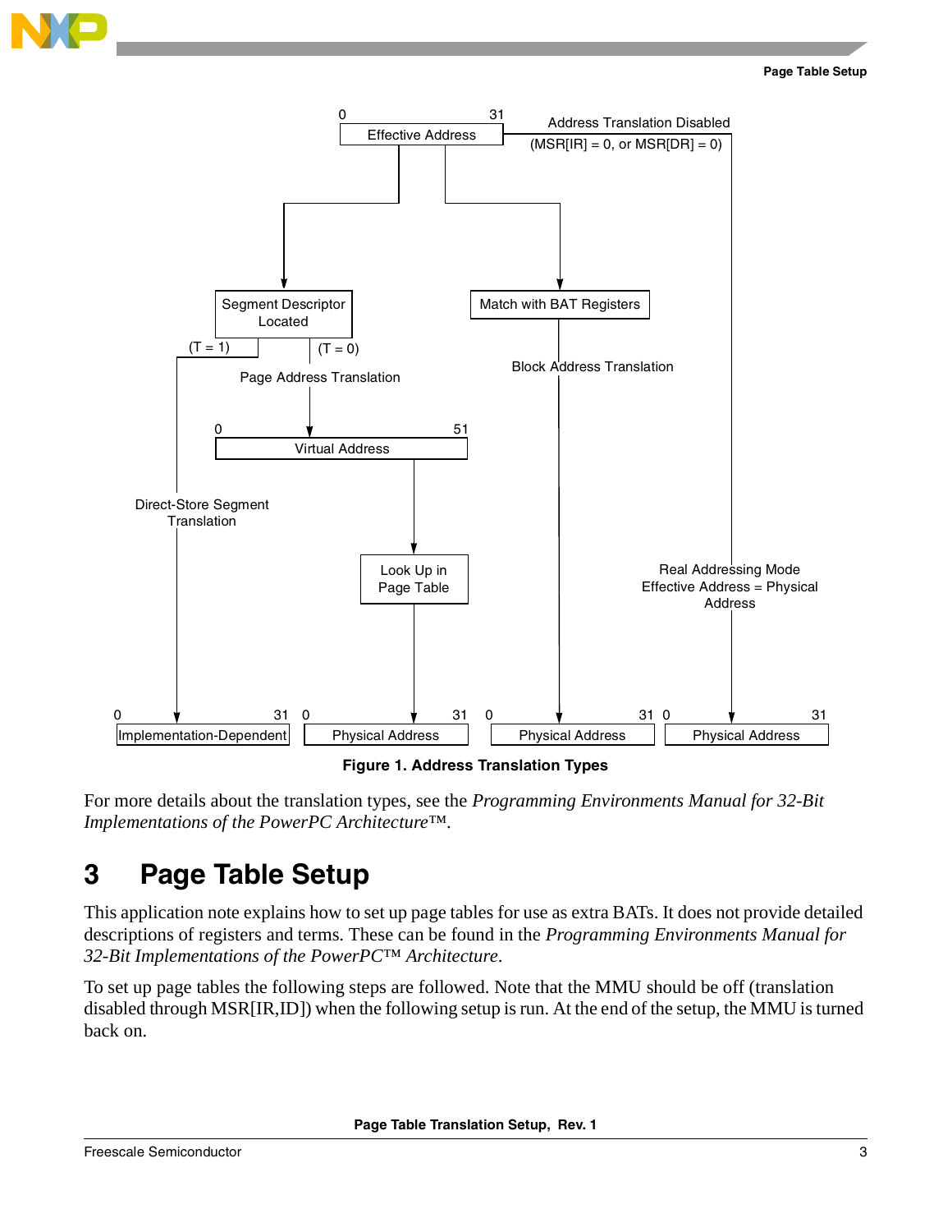Figure 1. Address Translation Types

For more details about the translation types, see the *Programming Environments Manual for 32-Bit Implementations of the PowerPC Architecture™*.

# 3 Page Table Setup

This application note explains how to set up page tables for use as extra BATs. It does not provide detailed descriptions of registers and terms. These can be found in the *Programming Environments Manual for 32-Bit Implementations of the PowerPC™ Architecture*.

To set up page tables the following steps are followed. Note that the MMU should be off (translation disabled through MSR[IR,ID]) when the following setup is run. At the end of the setup, the MMU is turned back on.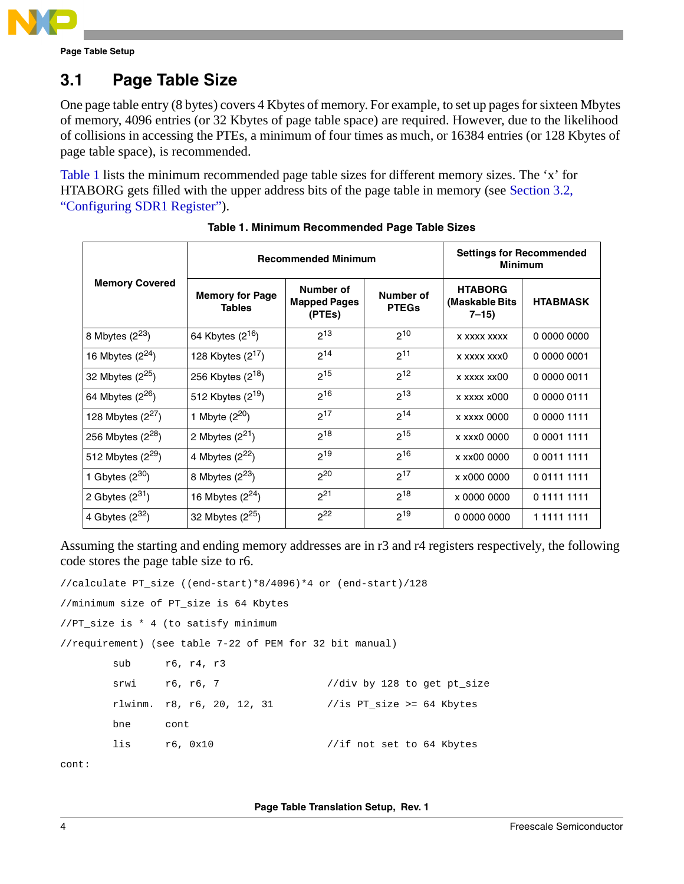## 3.1 Page Table Size

One page table entry (8 bytes) covers 4 Kbytes of memory. For example, to set up pages for sixteen Mbytes of memory, 4096 entries (or 32 Kbytes of page table space) are required. However, due to the likelihood of collisions in accessing the PTEs, a minimum of four times as much, or 16384 entries (or 128 Kbytes of page table space), is recommended.

Table 1 lists the minimum recommended page table sizes for different memory sizes. The 'x' for HTABORG gets filled with the upper address bits of the page table in memory (see Section 3.2, "Configuring SDR1 Register").

**Table 1. Minimum Recommended Page Table Sizes**

| Memory Covered | Recommended Minimum | | | Settings for Recommended Minimum | |
|---|---|---|---|---|---|
| | Memory for Page Tables | Number of Mapped Pages (PTEs) | Number of PTEGs | HTABORG (Maskable Bits 7–15) | HTABMASK |
| 8 Mbytes ($2^{23}$) | 64 Kbytes ($2^{16}$) | $2^{13}$ | $2^{10}$ | x xxxx xxxx | 0 0000 0000 |
| 16 Mbytes ($2^{24}$) | 128 Kbytes ($2^{17}$) | $2^{14}$ | $2^{11}$ | x xxxx xxx0 | 0 0000 0001 |
| 32 Mbytes ($2^{25}$) | 256 Kbytes ($2^{18}$) | $2^{15}$ | $2^{12}$ | x xxxx xx00 | 0 0000 0011 |
| 64 Mbytes ($2^{26}$) | 512 Kbytes ($2^{19}$) | $2^{16}$ | $2^{13}$ | x xxxx x000 | 0 0000 0111 |
| 128 Mbytes ($2^{27}$) | 1 Mbyte ($2^{20}$) | $2^{17}$ | $2^{14}$ | x xxxx 0000 | 0 0000 1111 |
| 256 Mbytes ($2^{28}$) | 2 Mbytes ($2^{21}$) | $2^{18}$ | $2^{15}$ | x xxx0 0000 | 0 0001 1111 |
| 512 Mbytes ($2^{29}$) | 4 Mbytes ($2^{22}$) | $2^{19}$ | $2^{16}$ | x xx00 0000 | 0 0011 1111 |
| 1 Gbytes ($2^{30}$) | 8 Mbytes ($2^{23}$) | $2^{20}$ | $2^{17}$ | x x000 0000 | 0 0111 1111 |
| 2 Gbytes ($2^{31}$) | 16 Mbytes ($2^{24}$) | $2^{21}$ | $2^{18}$ | x 0000 0000 | 0 1111 1111 |
| 4 Gbytes ($2^{32}$) | 32 Mbytes ($2^{25}$) | $2^{22}$ | $2^{19}$ | 0 0000 0000 | 1 1111 1111 |

Assuming the starting and ending memory addresses are in r3 and r4 registers respectively, the following code stores the page table size to r6.

```
//calculate PT_size ((end-start)*8/4096)*4 or (end-start)/128
//minimum size of PT_size is 64 Kbytes
//PT_size is * 4 (to satisfy minimum
//requirement) (see table 7-22 of PEM for 32 bit manual)
        sub     r6, r4, r3
        srwi    r6, r6, 7               //div by 128 to get pt_size
        rlwinm. r8, r6, 20, 12, 31      //is PT_size >= 64 Kbytes
        bne     cont
        lis     r6, 0x10                //if not set to 64 Kbytes
cont:
```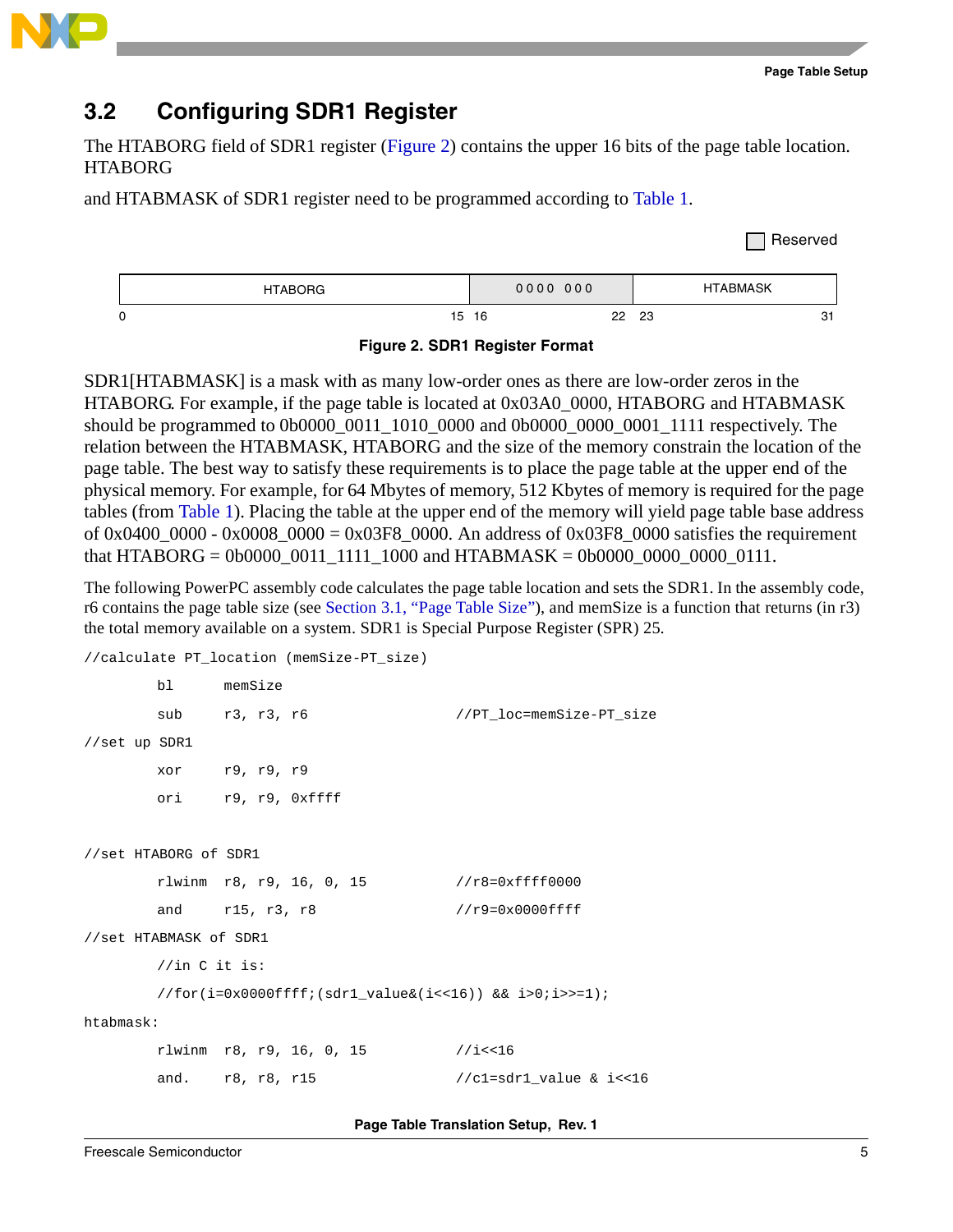## 3.2 Configuring SDR1 Register

The HTABORG field of SDR1 register (Figure 2) contains the upper 16 bits of the page table location. HTABORG

and HTABMASK of SDR1 register need to be programmed according to Table 1.

| HTABORG | 0000 000 (Reserved) | HTABMASK |
|---|---|---|
| 0–15 | 16–22 | 23–31 |

**Figure 2. SDR1 Register Format**

SDR1[HTABMASK] is a mask with as many low-order ones as there are low-order zeros in the HTABORG. For example, if the page table is located at 0x03A0_0000, HTABORG and HTABMASK should be programmed to 0b0000_0011_1010_0000 and 0b0000_0000_0001_1111 respectively. The relation between the HTABMASK, HTABORG and the size of the memory constrain the location of the page table. The best way to satisfy these requirements is to place the page table at the upper end of the physical memory. For example, for 64 Mbytes of memory, 512 Kbytes of memory is required for the page tables (from Table 1). Placing the table at the upper end of the memory will yield page table base address of 0x0400_0000 - 0x0008_0000 = 0x03F8_0000. An address of 0x03F8_0000 satisfies the requirement that HTABORG = 0b0000_0011_1111_1000 and HTABMASK = 0b0000_0000_0000_0111.

The following PowerPC assembly code calculates the page table location and sets the SDR1. In the assembly code, r6 contains the page table size (see Section 3.1, "Page Table Size"), and memSize is a function that returns (in r3) the total memory available on a system. SDR1 is Special Purpose Register (SPR) 25.

```
//calculate PT_location (memSize-PT_size)
        bl      memSize
        sub     r3, r3, r6                //PT_loc=memSize-PT_size
//set up SDR1
        xor     r9, r9, r9
        ori     r9, r9, 0xffff

//set HTABORG of SDR1
        rlwinm  r8, r9, 16, 0, 15         //r8=0xffff0000
        and     r15, r3, r8               //r9=0x0000ffff
//set HTABMASK of SDR1
        //in C it is:
        //for(i=0x0000ffff;(sdr1_value&(i<<16)) && i>0;i>>=1);
htabmask:
        rlwinm  r8, r9, 16, 0, 15         //i<<16
        and.    r8, r8, r15               //c1=sdr1_value & i<<16
```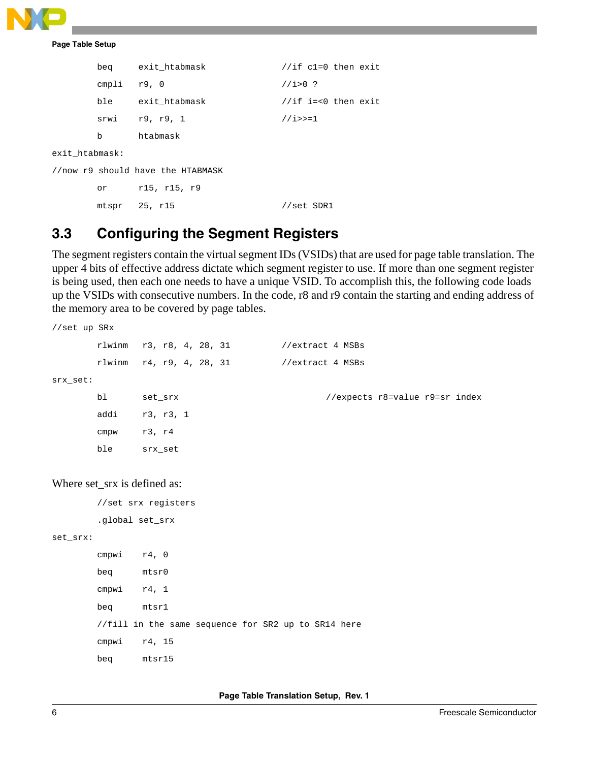```
        beq     exit_htabmask           //if c1=0 then exit
        cmpli   r9, 0                   //i>0 ?
        ble     exit_htabmask           //if i=<0 then exit
        srwi    r9, r9, 1               //i>>=1
        b       htabmask
exit_htabmask:
//now r9 should have the HTABMASK
        or      r15, r15, r9
        mtspr   25, r15                 //set SDR1
```

## 3.3 Configuring the Segment Registers

The segment registers contain the virtual segment IDs (VSIDs) that are used for page table translation. The upper 4 bits of effective address dictate which segment register to use. If more than one segment register is being used, then each one needs to have a unique VSID. To accomplish this, the following code loads up the VSIDs with consecutive numbers. In the code, r8 and r9 contain the starting and ending address of the memory area to be covered by page tables.

```
//set up SRx
        rlwinm   r3, r8, 4, 28, 31        //extract 4 MSBs
        rlwinm   r4, r9, 4, 28, 31        //extract 4 MSBs
srx_set:
        bl       set_srx                           //expects r8=value r9=sr index
        addi     r3, r3, 1
        cmpw     r3, r4
        ble      srx_set
```

Where set_srx is defined as:

```
        //set srx registers
        .global set_srx
set_srx:
        cmpwi    r4, 0
        beq      mtsr0
        cmpwi    r4, 1
        beq      mtsr1
        //fill in the same sequence for SR2 up to SR14 here
        cmpwi    r4, 15
        beq      mtsr15
```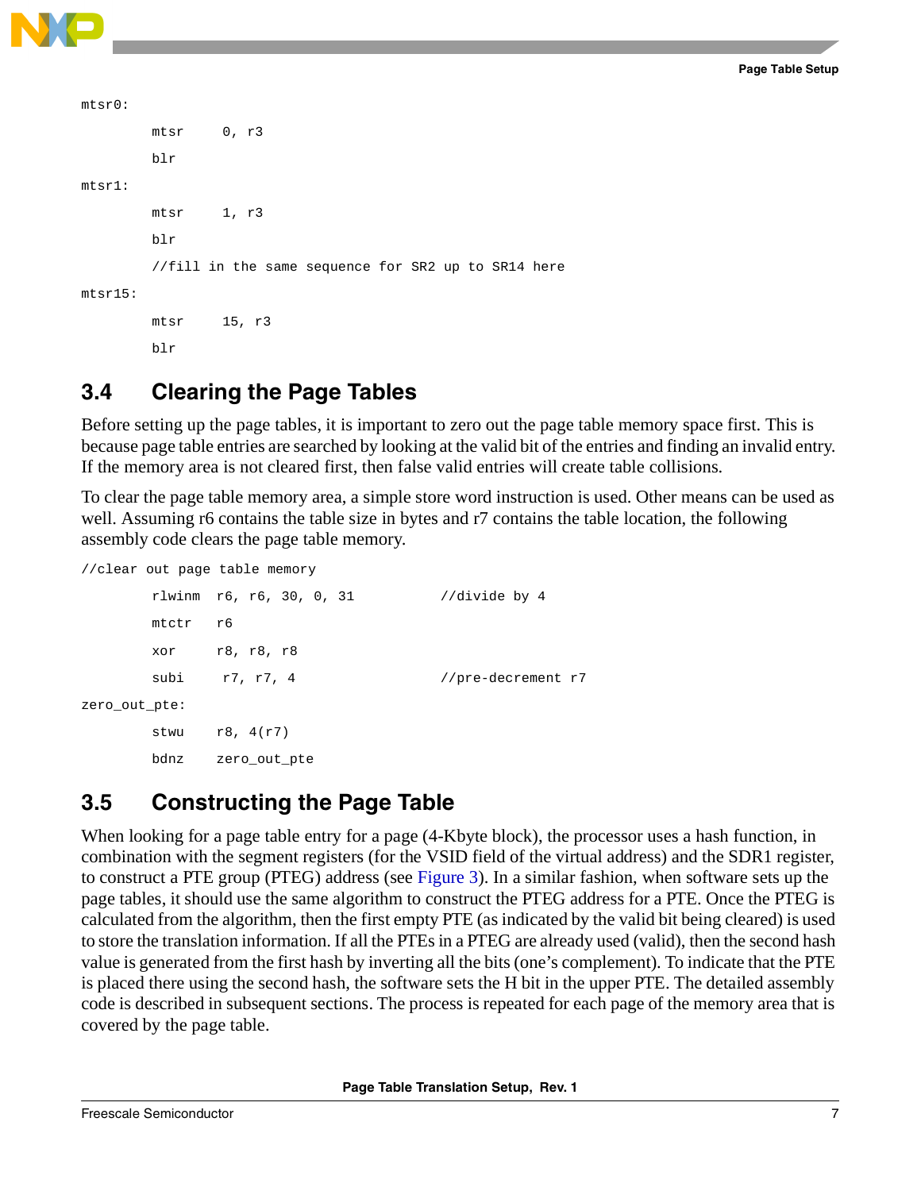```
mtsr0:
        mtsr    0, r3
        blr
mtsr1:
        mtsr    1, r3
        blr
        //fill in the same sequence for SR2 up to SR14 here
mtsr15:
        mtsr    15, r3
        blr
```

## 3.4 Clearing the Page Tables

Before setting up the page tables, it is important to zero out the page table memory space first. This is because page table entries are searched by looking at the valid bit of the entries and finding an invalid entry. If the memory area is not cleared first, then false valid entries will create table collisions.

To clear the page table memory area, a simple store word instruction is used. Other means can be used as well. Assuming r6 contains the table size in bytes and r7 contains the table location, the following assembly code clears the page table memory.

```
//clear out page table memory
        rlwinm  r6, r6, 30, 0, 31           //divide by 4
        mtctr   r6
        xor     r8, r8, r8
        subi    r7, r7, 4                   //pre-decrement r7
zero_out_pte:
        stwu    r8, 4(r7)
        bdnz    zero_out_pte
```

## 3.5 Constructing the Page Table

When looking for a page table entry for a page (4-Kbyte block), the processor uses a hash function, in combination with the segment registers (for the VSID field of the virtual address) and the SDR1 register, to construct a PTE group (PTEG) address (see Figure 3). In a similar fashion, when software sets up the page tables, it should use the same algorithm to construct the PTEG address for a PTE. Once the PTEG is calculated from the algorithm, then the first empty PTE (as indicated by the valid bit being cleared) is used to store the translation information. If all the PTEs in a PTEG are already used (valid), then the second hash value is generated from the first hash by inverting all the bits (one's complement). To indicate that the PTE is placed there using the second hash, the software sets the H bit in the upper PTE. The detailed assembly code is described in subsequent sections. The process is repeated for each page of the memory area that is covered by the page table.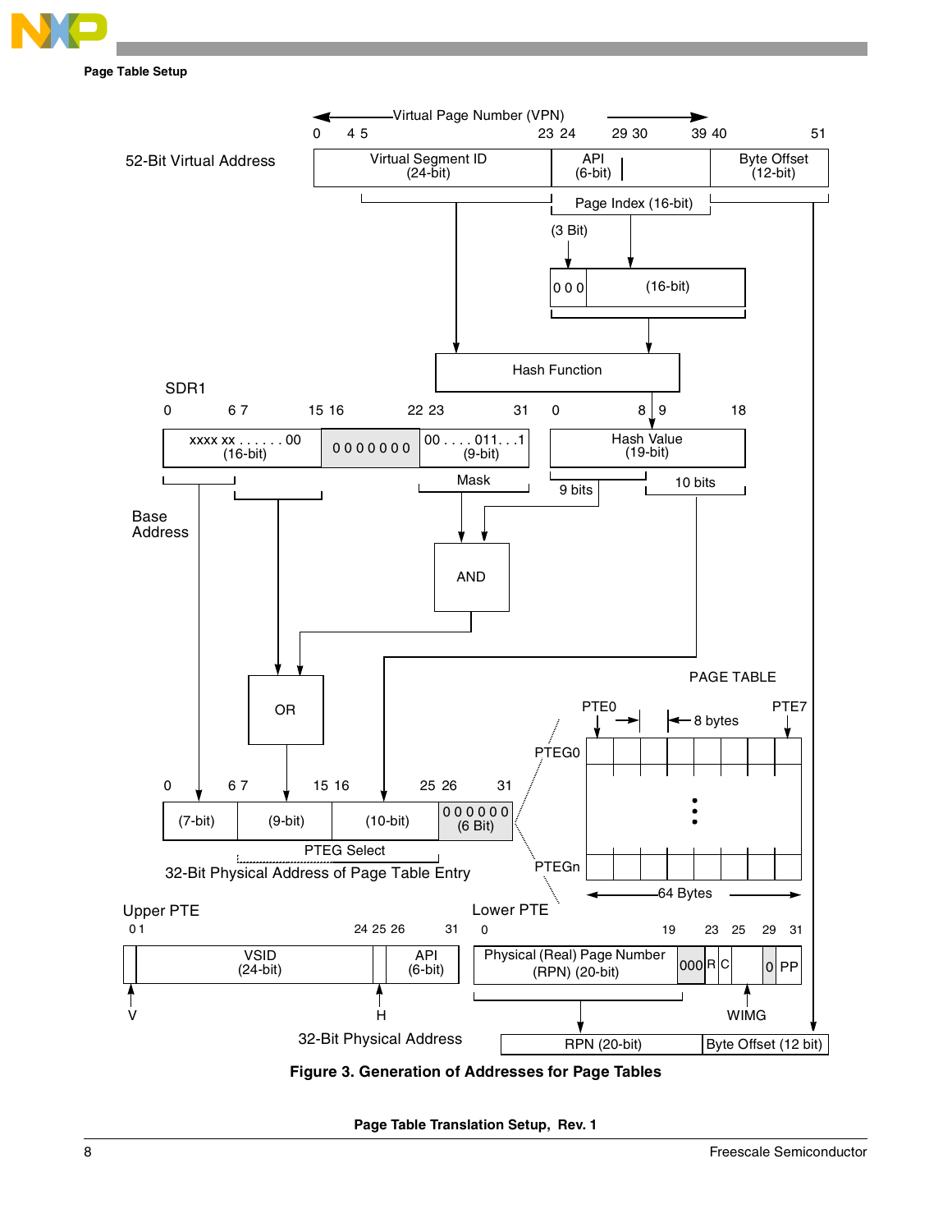Figure 3. Generation of Addresses for Page Tables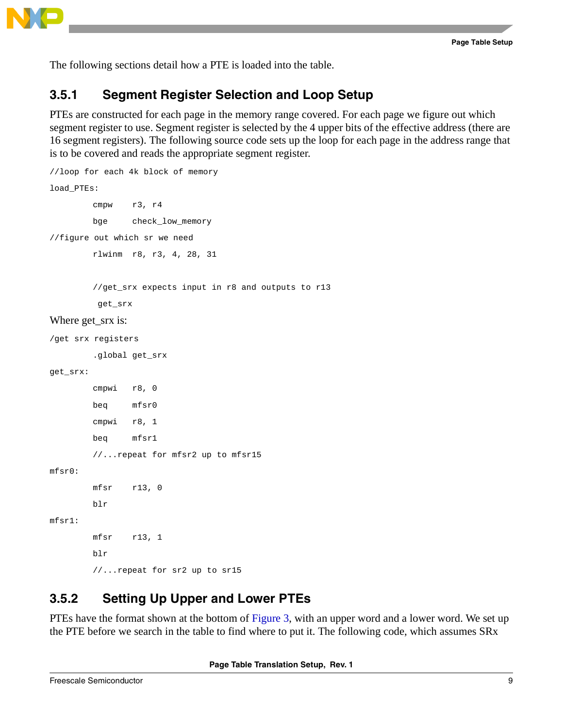The following sections detail how a PTE is loaded into the table.

### 3.5.1 Segment Register Selection and Loop Setup

PTEs are constructed for each page in the memory range covered. For each page we figure out which segment register to use. Segment register is selected by the 4 upper bits of the effective address (there are 16 segment registers). The following source code sets up the loop for each page in the address range that is to be covered and reads the appropriate segment register.

```
//loop for each 4k block of memory
load_PTEs:
        cmpw    r3, r4
        bge     check_low_memory
//figure out which sr we need
        rlwinm  r8, r3, 4, 28, 31

        //get_srx expects input in r8 and outputs to r13
         get_srx
```

Where get_srx is:

```
/get srx registers
        .global get_srx
get_srx:
        cmpwi   r8, 0
        beq     mfsr0
        cmpwi   r8, 1
        beq     mfsr1
        //...repeat for mfsr2 up to mfsr15
mfsr0:
        mfsr    r13, 0
        blr
mfsr1:
        mfsr    r13, 1
        blr
        //...repeat for sr2 up to sr15
```

### 3.5.2 Setting Up Upper and Lower PTEs

PTEs have the format shown at the bottom of Figure 3, with an upper word and a lower word. We set up the PTE before we search in the table to find where to put it. The following code, which assumes SRx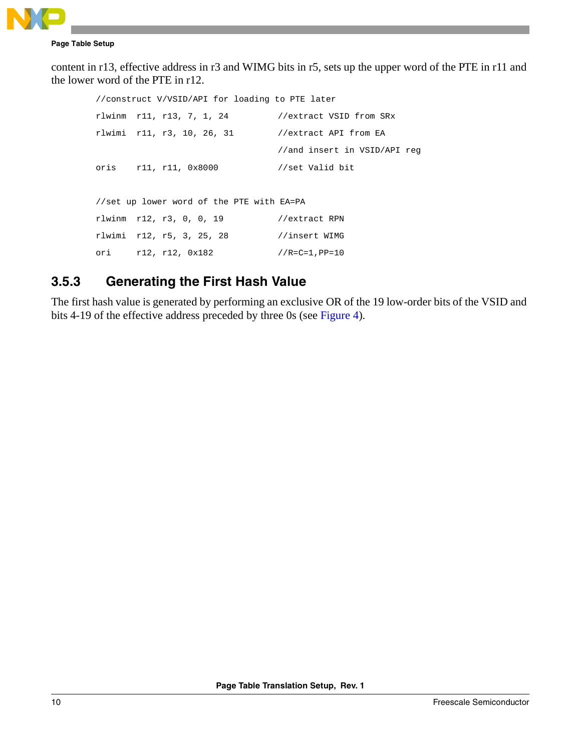content in r13, effective address in r3 and WIMG bits in r5, sets up the upper word of the PTE in r11 and the lower word of the PTE in r12.

```
//construct V/VSID/API for loading to PTE later
rlwinm  r11, r13, 7, 1, 24         //extract VSID from SRx
rlwimi  r11, r3, 10, 26, 31        //extract API from EA
                                   //and insert in VSID/API reg
oris    r11, r11, 0x8000           //set Valid bit

//set up lower word of the PTE with EA=PA
rlwinm  r12, r3, 0, 0, 19          //extract RPN
rlwimi  r12, r5, 3, 25, 28         //insert WIMG
ori     r12, r12, 0x182            //R=C=1,PP=10
```

### 3.5.3 Generating the First Hash Value

The first hash value is generated by performing an exclusive OR of the 19 low-order bits of the VSID and bits 4-19 of the effective address preceded by three 0s (see Figure 4).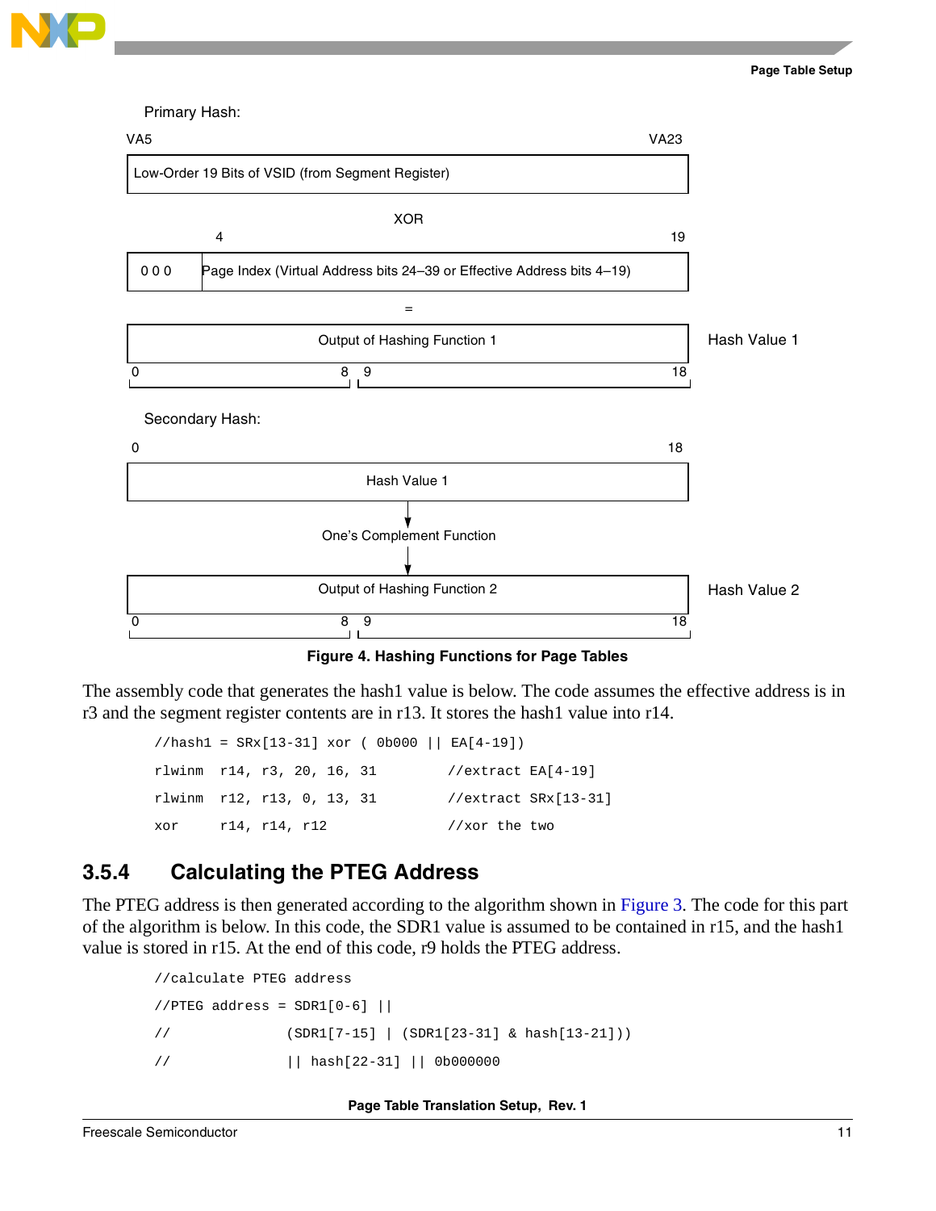Primary Hash:

VA5 VA23

Low-Order 19 Bits of VSID (from Segment Register)

XOR

4 19

0 0 0 Page Index (Virtual Address bits 24–39 or Effective Address bits 4–19)

=

Output of Hashing Function 1 — Hash Value 1

0 8 9 18

Secondary Hash:

0 18

Hash Value 1

One's Complement Function

Output of Hashing Function 2 — Hash Value 2

0 8 9 18

**Figure 4. Hashing Functions for Page Tables**

The assembly code that generates the hash1 value is below. The code assumes the effective address is in r3 and the segment register contents are in r13. It stores the hash1 value into r14.

```
//hash1 = SRx[13-31] xor ( 0b000 || EA[4-19])
rlwinm  r14, r3, 20, 16, 31        //extract EA[4-19]
rlwinm  r12, r13, 0, 13, 31        //extract SRx[13-31]
xor     r14, r14, r12              //xor the two
```

## 3.5.4 Calculating the PTEG Address

The PTEG address is then generated according to the algorithm shown in Figure 3. The code for this part of the algorithm is below. In this code, the SDR1 value is assumed to be contained in r15, and the hash1 value is stored in r15. At the end of this code, r9 holds the PTEG address.

```
//calculate PTEG address
//PTEG address = SDR1[0-6] ||
//              (SDR1[7-15] | (SDR1[23-31] & hash[13-21]))
//              || hash[22-31] || 0b000000
```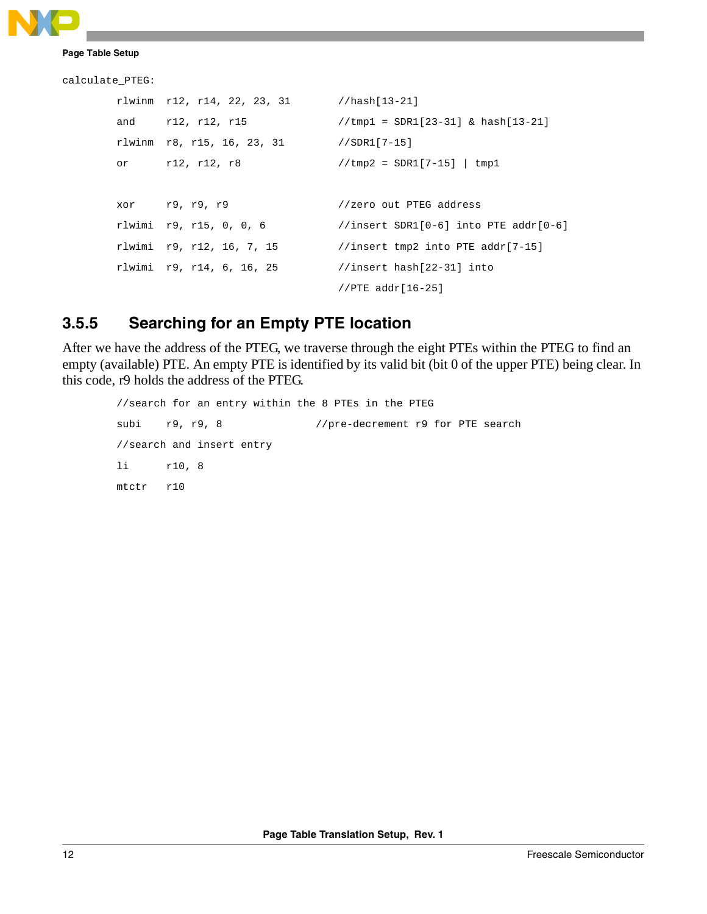```
calculate_PTEG:
        rlwinm  r12, r14, 22, 23, 31        //hash[13-21]
        and     r12, r12, r15               //tmp1 = SDR1[23-31] & hash[13-21]
        rlwinm  r8, r15, 16, 23, 31         //SDR1[7-15]
        or      r12, r12, r8                //tmp2 = SDR1[7-15] | tmp1

        xor     r9, r9, r9                  //zero out PTEG address
        rlwimi  r9, r15, 0, 0, 6            //insert SDR1[0-6] into PTE addr[0-6]
        rlwimi  r9, r12, 16, 7, 15          //insert tmp2 into PTE addr[7-15]
        rlwimi  r9, r14, 6, 16, 25          //insert hash[22-31] into
                                            //PTE addr[16-25]
```

### 3.5.5 Searching for an Empty PTE location

After we have the address of the PTEG, we traverse through the eight PTEs within the PTEG to find an empty (available) PTE. An empty PTE is identified by its valid bit (bit 0 of the upper PTE) being clear. In this code, r9 holds the address of the PTEG.

```
        //search for an entry within the 8 PTEs in the PTEG
        subi    r9, r9, 8               //pre-decrement r9 for PTE search
        //search and insert entry
        li      r10, 8
        mtctr   r10
```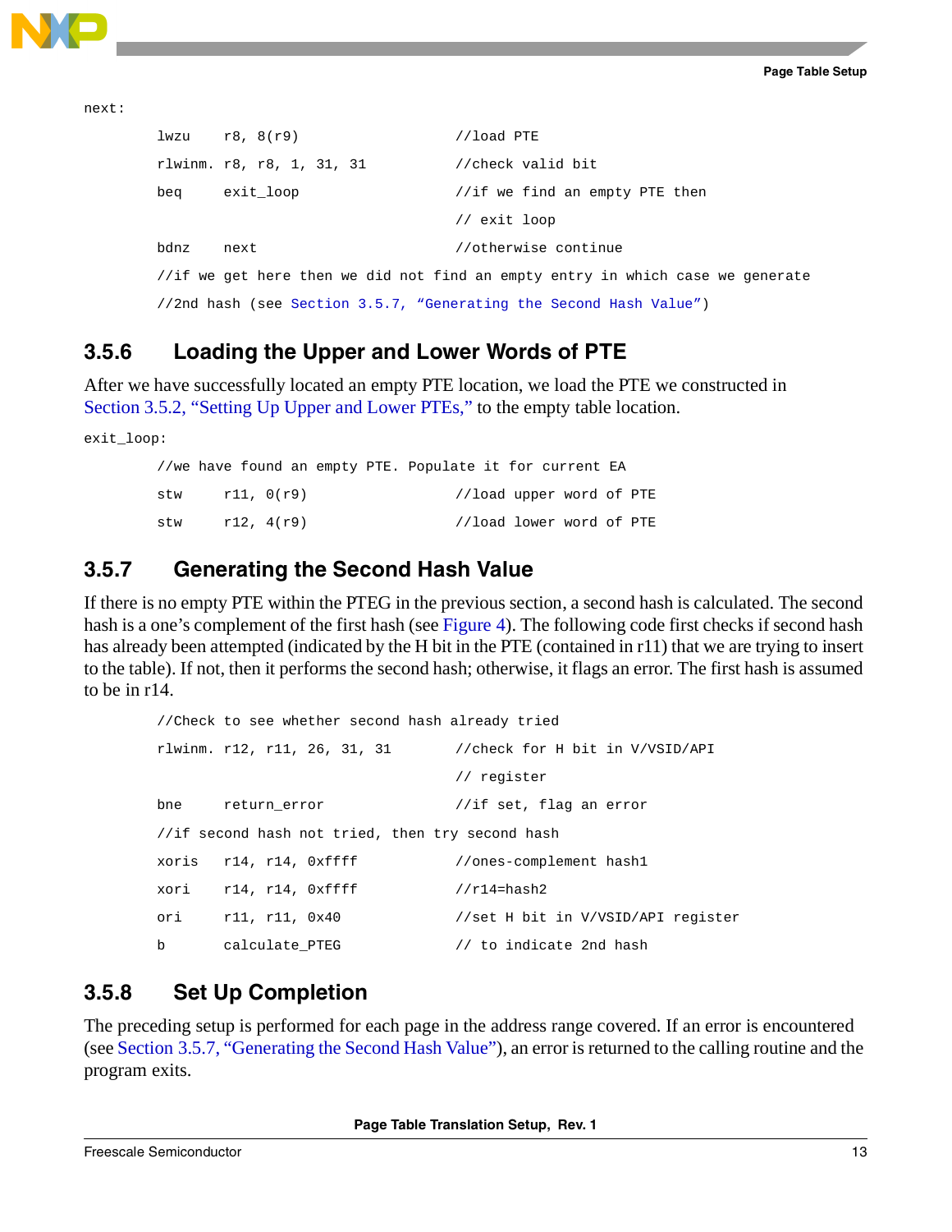```
next:
        lwzu    r8, 8(r9)                   //load PTE
        rlwinm. r8, r8, 1, 31, 31           //check valid bit
        beq     exit_loop                   //if we find an empty PTE then
                                            // exit loop
        bdnz    next                        //otherwise continue
        //if we get here then we did not find an empty entry in which case we generate
        //2nd hash (see Section 3.5.7, "Generating the Second Hash Value")
```

### 3.5.6 Loading the Upper and Lower Words of PTE

After we have successfully located an empty PTE location, we load the PTE we constructed in Section 3.5.2, "Setting Up Upper and Lower PTEs," to the empty table location.

```
exit_loop:
        //we have found an empty PTE. Populate it for current EA
        stw     r11, 0(r9)                  //load upper word of PTE
        stw     r12, 4(r9)                  //load lower word of PTE
```

### 3.5.7 Generating the Second Hash Value

If there is no empty PTE within the PTEG in the previous section, a second hash is calculated. The second hash is a one's complement of the first hash (see Figure 4). The following code first checks if second hash has already been attempted (indicated by the H bit in the PTE (contained in r11) that we are trying to insert to the table). If not, then it performs the second hash; otherwise, it flags an error. The first hash is assumed to be in r14.

```
        //Check to see whether second hash already tried
        rlwinm. r12, r11, 26, 31, 31        //check for H bit in V/VSID/API
                                            // register
        bne     return_error                //if set, flag an error
        //if second hash not tried, then try second hash
        xoris   r14, r14, 0xffff            //ones-complement hash1
        xori    r14, r14, 0xffff            //r14=hash2
        ori     r11, r11, 0x40              //set H bit in V/VSID/API register
        b       calculate_PTEG              // to indicate 2nd hash
```

### 3.5.8 Set Up Completion

The preceding setup is performed for each page in the address range covered. If an error is encountered (see Section 3.5.7, "Generating the Second Hash Value"), an error is returned to the calling routine and the program exits.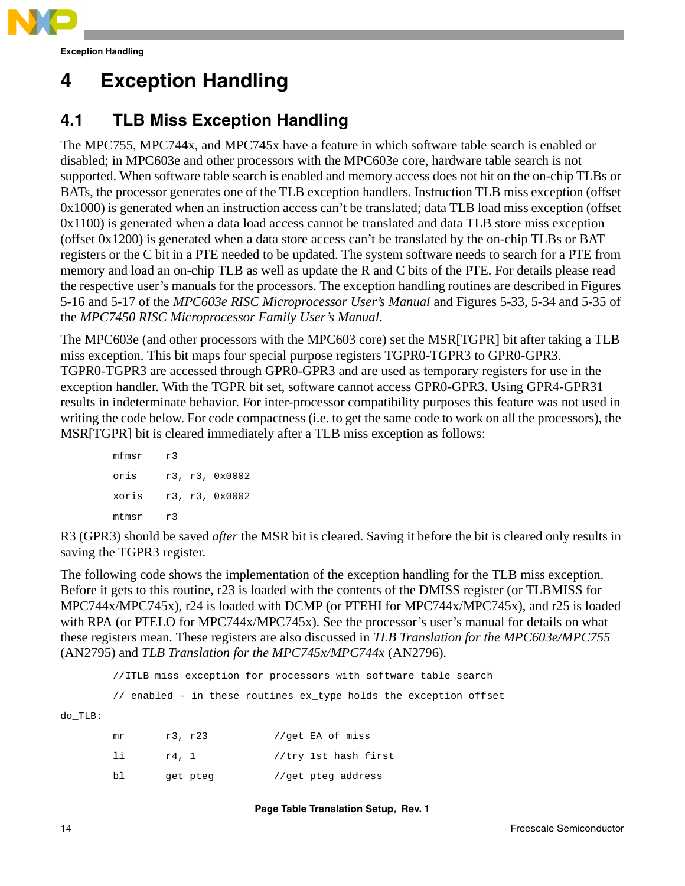# 4 Exception Handling

## 4.1 TLB Miss Exception Handling

The MPC755, MPC744x, and MPC745x have a feature in which software table search is enabled or disabled; in MPC603e and other processors with the MPC603e core, hardware table search is not supported. When software table search is enabled and memory access does not hit on the on-chip TLBs or BATs, the processor generates one of the TLB exception handlers. Instruction TLB miss exception (offset 0x1000) is generated when an instruction access can't be translated; data TLB load miss exception (offset 0x1100) is generated when a data load access cannot be translated and data TLB store miss exception (offset 0x1200) is generated when a data store access can't be translated by the on-chip TLBs or BAT registers or the C bit in a PTE needed to be updated. The system software needs to search for a PTE from memory and load an on-chip TLB as well as update the R and C bits of the PTE. For details please read the respective user's manuals for the processors. The exception handling routines are described in Figures 5-16 and 5-17 of the *MPC603e RISC Microprocessor User's Manual* and Figures 5-33, 5-34 and 5-35 of the *MPC7450 RISC Microprocessor Family User's Manual*.

The MPC603e (and other processors with the MPC603 core) set the MSR[TGPR] bit after taking a TLB miss exception. This bit maps four special purpose registers TGPR0-TGPR3 to GPR0-GPR3. TGPR0-TGPR3 are accessed through GPR0-GPR3 and are used as temporary registers for use in the exception handler. With the TGPR bit set, software cannot access GPR0-GPR3. Using GPR4-GPR31 results in indeterminate behavior. For inter-processor compatibility purposes this feature was not used in writing the code below. For code compactness (i.e. to get the same code to work on all the processors), the MSR[TGPR] bit is cleared immediately after a TLB miss exception as follows:

```
        mfmsr    r3
        oris     r3, r3, 0x0002
        xoris    r3, r3, 0x0002
        mtmsr    r3
```

R3 (GPR3) should be saved *after* the MSR bit is cleared. Saving it before the bit is cleared only results in saving the TGPR3 register.

The following code shows the implementation of the exception handling for the TLB miss exception. Before it gets to this routine, r23 is loaded with the contents of the DMISS register (or TLBMISS for MPC744x/MPC745x), r24 is loaded with DCMP (or PTEHI for MPC744x/MPC745x), and r25 is loaded with RPA (or PTELO for MPC744x/MPC745x). See the processor's user's manual for details on what these registers mean. These registers are also discussed in *TLB Translation for the MPC603e/MPC755* (AN2795) and *TLB Translation for the MPC745x/MPC744x* (AN2796).

```
        //ITLB miss exception for processors with software table search
        // enabled - in these routines ex_type holds the exception offset
do_TLB:
        mr       r3, r23           //get EA of miss
        li       r4, 1             //try 1st hash first
        bl       get_pteg          //get pteg address
```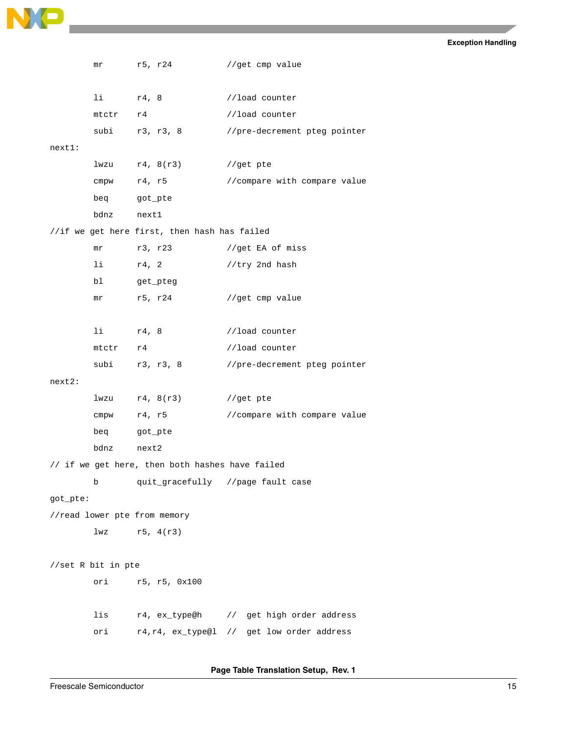```
        mr      r5, r24          //get cmp value

        li      r4, 8            //load counter
        mtctr   r4               //load counter
        subi    r3, r3, 8        //pre-decrement pteg pointer
next1:
        lwzu    r4, 8(r3)        //get pte
        cmpw    r4, r5           //compare with compare value
        beq     got_pte
        bdnz    next1
//if we get here first, then hash has failed
        mr      r3, r23          //get EA of miss
        li      r4, 2            //try 2nd hash
        bl      get_pteg
        mr      r5, r24          //get cmp value

        li      r4, 8            //load counter
        mtctr   r4               //load counter
        subi    r3, r3, 8        //pre-decrement pteg pointer
next2:
        lwzu    r4, 8(r3)        //get pte
        cmpw    r4, r5           //compare with compare value
        beq     got_pte
        bdnz    next2
// if we get here, then both hashes have failed
        b       quit_gracefully  //page fault case
got_pte:
//read lower pte from memory
        lwz     r5, 4(r3)

//set R bit in pte
        ori     r5, r5, 0x100

        lis     r4, ex_type@h     //  get high order address
        ori     r4,r4, ex_type@l  //  get low order address
```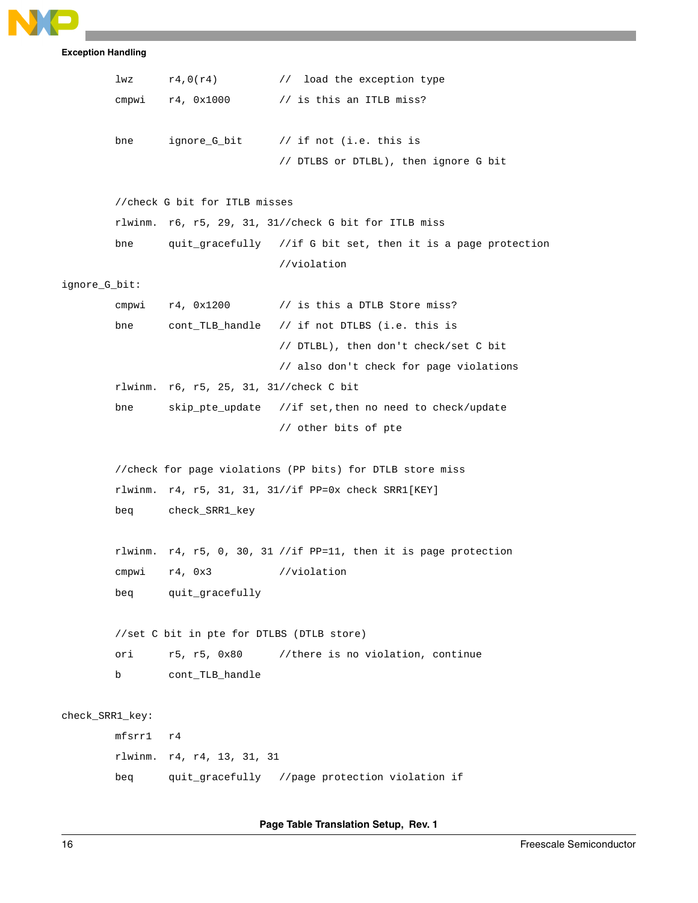```
        lwz     r4,0(r4)            //  load the exception type
        cmpwi   r4, 0x1000          // is this an ITLB miss?

        bne     ignore_G_bit        // if not (i.e. this is
                                    // DTLBS or DTLBL), then ignore G bit

        //check G bit for ITLB misses
        rlwinm. r6, r5, 29, 31, 31//check G bit for ITLB miss
        bne     quit_gracefully     //if G bit set, then it is a page protection
                                    //violation
ignore_G_bit:
        cmpwi   r4, 0x1200          // is this a DTLB Store miss?
        bne     cont_TLB_handle     // if not DTLBS (i.e. this is
                                    // DTLBL), then don't check/set C bit
                                    // also don't check for page violations
        rlwinm. r6, r5, 25, 31, 31//check C bit
        bne     skip_pte_update     //if set,then no need to check/update
                                    // other bits of pte

        //check for page violations (PP bits) for DTLB store miss
        rlwinm. r4, r5, 31, 31, 31//if PP=0x check SRR1[KEY]
        beq     check_SRR1_key

        rlwinm. r4, r5, 0, 30, 31 //if PP=11, then it is page protection
        cmpwi   r4, 0x3             //violation
        beq     quit_gracefully

        //set C bit in pte for DTLBS (DTLB store)
        ori     r5, r5, 0x80        //there is no violation, continue
        b       cont_TLB_handle

check_SRR1_key:
        mfsrr1  r4
        rlwinm. r4, r4, 13, 31, 31
        beq     quit_gracefully     //page protection violation if
```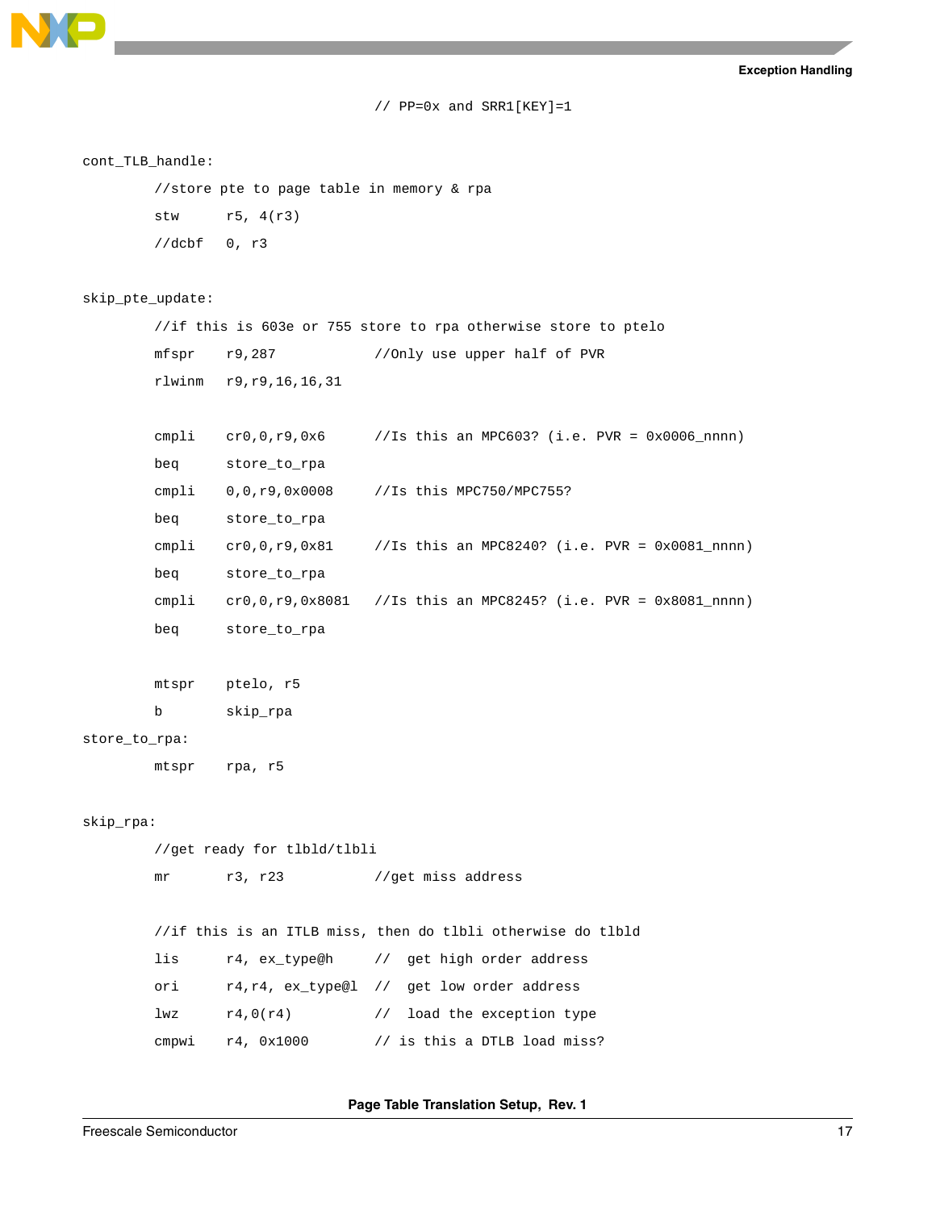```
                                    // PP=0x and SRR1[KEY]=1

cont_TLB_handle:
        //store pte to page table in memory & rpa
        stw     r5, 4(r3)
        //dcbf  0, r3

skip_pte_update:
        //if this is 603e or 755 store to rpa otherwise store to ptelo
        mfspr   r9,287          //Only use upper half of PVR
        rlwinm  r9,r9,16,16,31

        cmpli   cr0,0,r9,0x6    //Is this an MPC603? (i.e. PVR = 0x0006_nnnn)
        beq     store_to_rpa
        cmpli   0,0,r9,0x0008   //Is this MPC750/MPC755?
        beq     store_to_rpa
        cmpli   cr0,0,r9,0x81   //Is this an MPC8240? (i.e. PVR = 0x0081_nnnn)
        beq     store_to_rpa
        cmpli   cr0,0,r9,0x8081 //Is this an MPC8245? (i.e. PVR = 0x8081_nnnn)
        beq     store_to_rpa

        mtspr   ptelo, r5
        b       skip_rpa
store_to_rpa:
        mtspr   rpa, r5

skip_rpa:
        //get ready for tlbld/tlbli
        mr      r3, r23         //get miss address

        //if this is an ITLB miss, then do tlbli otherwise do tlbld
        lis     r4, ex_type@h    //  get high order address
        ori     r4,r4, ex_type@l //  get low order address
        lwz     r4,0(r4)         //  load the exception type
        cmpwi   r4, 0x1000       // is this a DTLB load miss?
```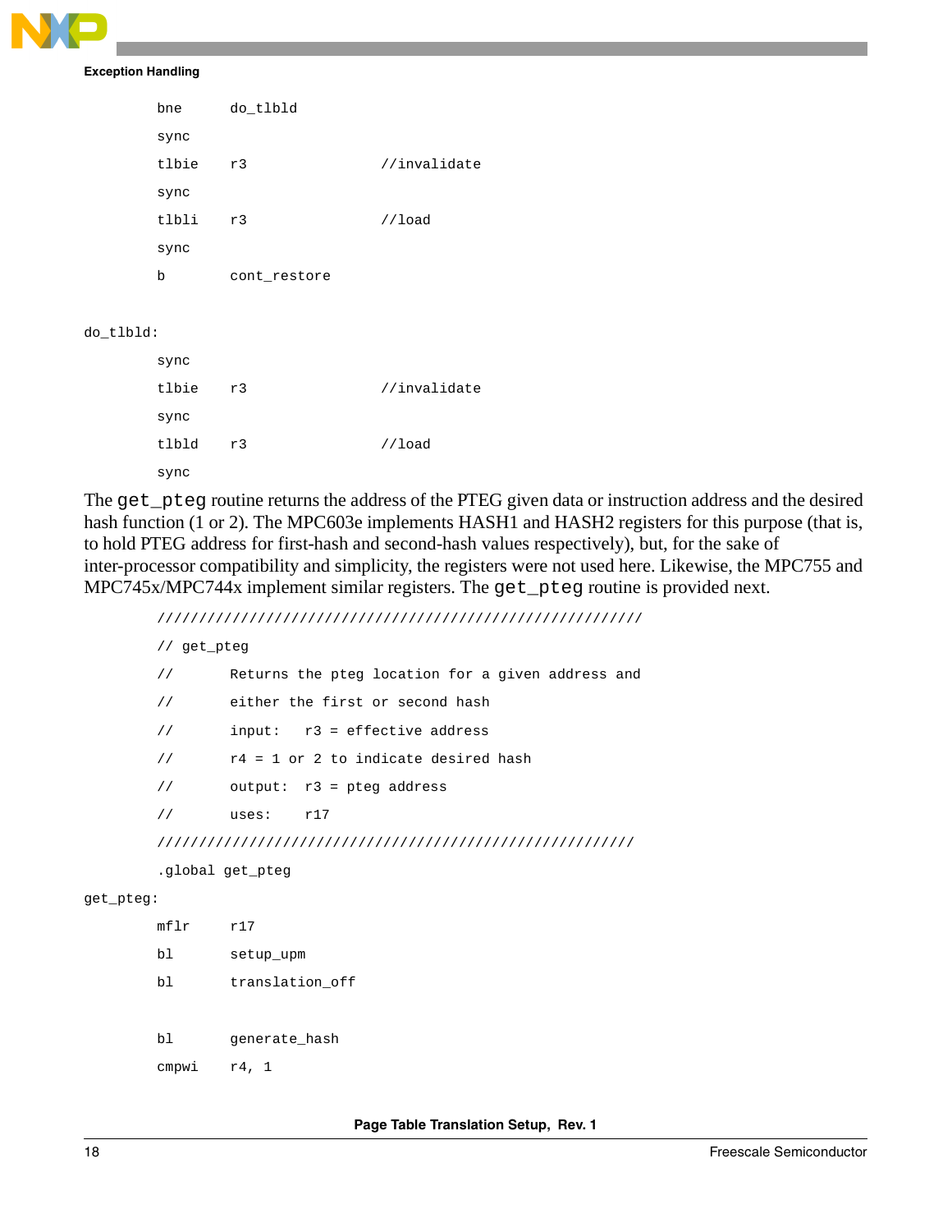```
        bne     do_tlbld
        sync
        tlbie   r3                  //invalidate
        sync
        tlbli   r3                  //load
        sync
        b       cont_restore

do_tlbld:
        sync
        tlbie   r3                  //invalidate
        sync
        tlbld   r3                  //load
        sync
```

The `get_pteg` routine returns the address of the PTEG given data or instruction address and the desired hash function (1 or 2). The MPC603e implements HASH1 and HASH2 registers for this purpose (that is, to hold PTEG address for first-hash and second-hash values respectively), but, for the sake of inter-processor compatibility and simplicity, the registers were not used here. Likewise, the MPC755 and MPC745x/MPC744x implement similar registers. The `get_pteg` routine is provided next.

```
        ///////////////////////////////////////////////////////////
        // get_pteg
        //      Returns the pteg location for a given address and
        //      either the first or second hash
        //      input:   r3 = effective address
        //      r4 = 1 or 2 to indicate desired hash
        //      output:  r3 = pteg address
        //      uses:    r17
        //////////////////////////////////////////////////////////
        .global get_pteg
get_pteg:
        mflr    r17
        bl      setup_upm
        bl      translation_off

        bl      generate_hash
        cmpwi   r4, 1
```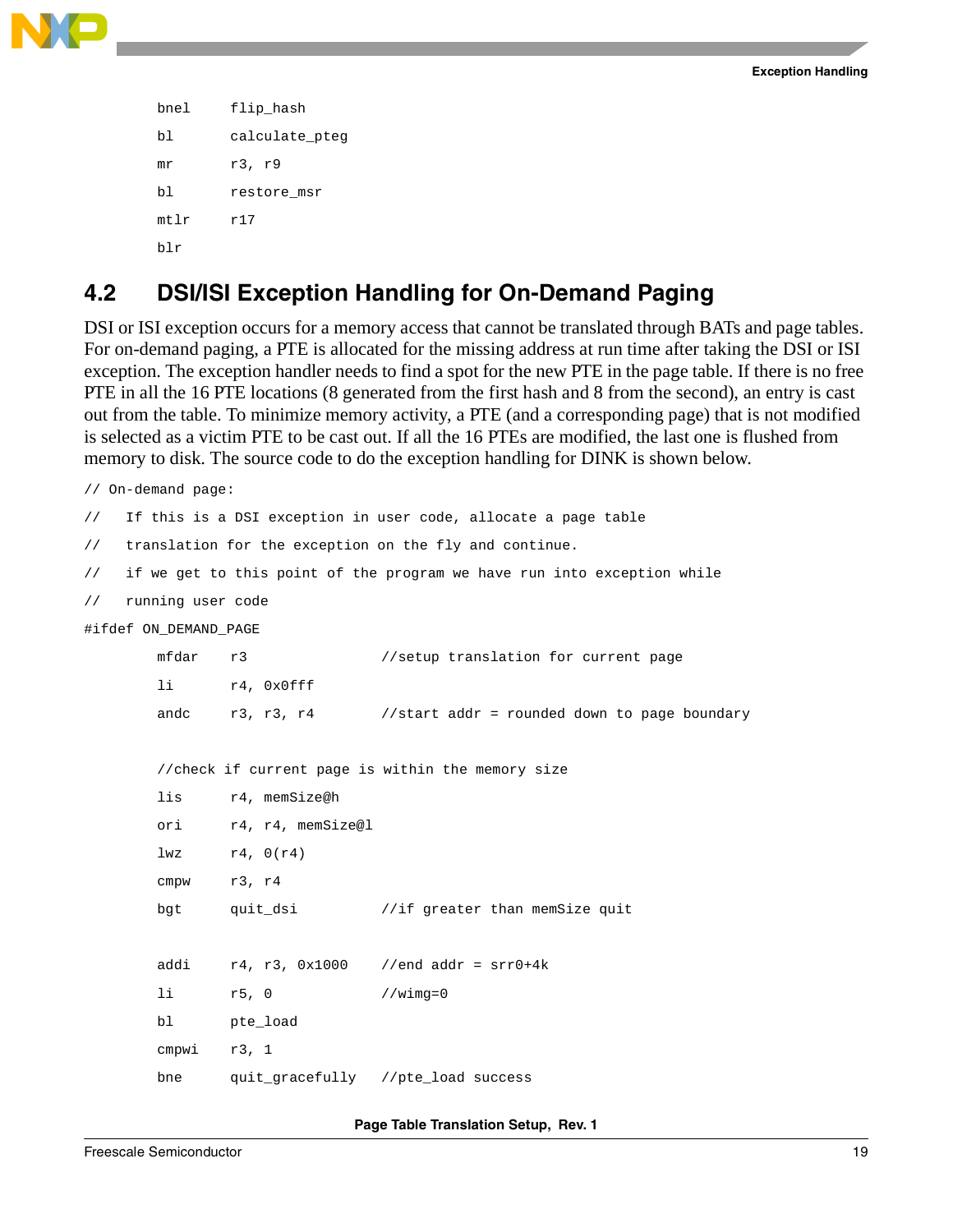```
        bnel    flip_hash
        bl      calculate_pteg
        mr      r3, r9
        bl      restore_msr
        mtlr    r17
        blr
```

## 4.2 DSI/ISI Exception Handling for On-Demand Paging

DSI or ISI exception occurs for a memory access that cannot be translated through BATs and page tables. For on-demand paging, a PTE is allocated for the missing address at run time after taking the DSI or ISI exception. The exception handler needs to find a spot for the new PTE in the page table. If there is no free PTE in all the 16 PTE locations (8 generated from the first hash and 8 from the second), an entry is cast out from the table. To minimize memory activity, a PTE (and a corresponding page) that is not modified is selected as a victim PTE to be cast out. If all the 16 PTEs are modified, the last one is flushed from memory to disk. The source code to do the exception handling for DINK is shown below.

```
// On-demand page:
//   If this is a DSI exception in user code, allocate a page table
//   translation for the exception on the fly and continue.
//   if we get to this point of the program we have run into exception while
//   running user code
#ifdef ON_DEMAND_PAGE
        mfdar   r3                  //setup translation for current page
        li      r4, 0x0fff
        andc    r3, r3, r4          //start addr = rounded down to page boundary

        //check if current page is within the memory size
        lis     r4, memSize@h
        ori     r4, r4, memSize@l
        lwz     r4, 0(r4)
        cmpw    r3, r4
        bgt     quit_dsi            //if greater than memSize quit

        addi    r4, r3, 0x1000      //end addr = srr0+4k
        li      r5, 0               //wimg=0
        bl      pte_load
        cmpwi   r3, 1
        bne     quit_gracefully     //pte_load success
```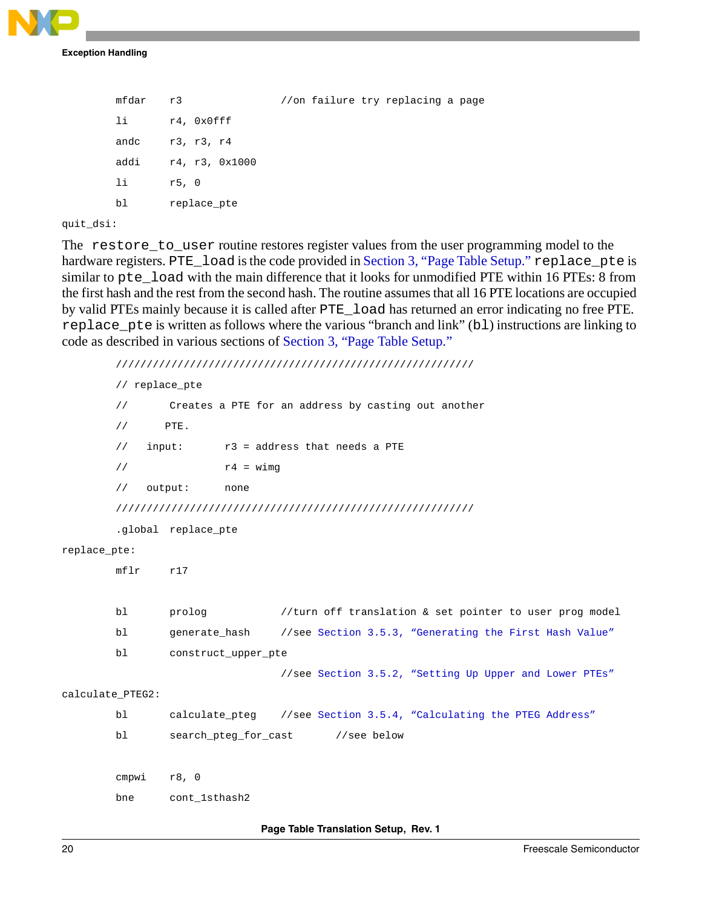```
        mfdar    r3                  //on failure try replacing a page
        li       r4, 0x0fff
        andc     r3, r3, r4
        addi     r4, r3, 0x1000
        li       r5, 0
        bl       replace_pte
quit_dsi:
```

The `restore_to_user` routine restores register values from the user programming model to the hardware registers. `PTE_load` is the code provided in Section 3, "Page Table Setup." `replace_pte` is similar to `pte_load` with the main difference that it looks for unmodified PTE within 16 PTEs: 8 from the first hash and the rest from the second hash. The routine assumes that all 16 PTE locations are occupied by valid PTEs mainly because it is called after `PTE_load` has returned an error indicating no free PTE. `replace_pte` is written as follows where the various "branch and link" (`bl`) instructions are linking to code as described in various sections of Section 3, "Page Table Setup."

```
        //////////////////////////////////////////////////////////
        // replace_pte
        //       Creates a PTE for an address by casting out another
        //      PTE.
        //    input:       r3 = address that needs a PTE
        //                 r4 = wimg
        //    output:      none
        //////////////////////////////////////////////////////////
        .global  replace_pte
replace_pte:
        mflr     r17

        bl       prolog             //turn off translation & set pointer to user prog model
        bl       generate_hash      //see Section 3.5.3, "Generating the First Hash Value"
        bl       construct_upper_pte
                                    //see Section 3.5.2, "Setting Up Upper and Lower PTEs"
calculate_PTEG2:
        bl       calculate_pteg     //see Section 3.5.4, "Calculating the PTEG Address"
        bl       search_pteg_for_cast       //see below

        cmpwi    r8, 0
        bne      cont_1sthash2
```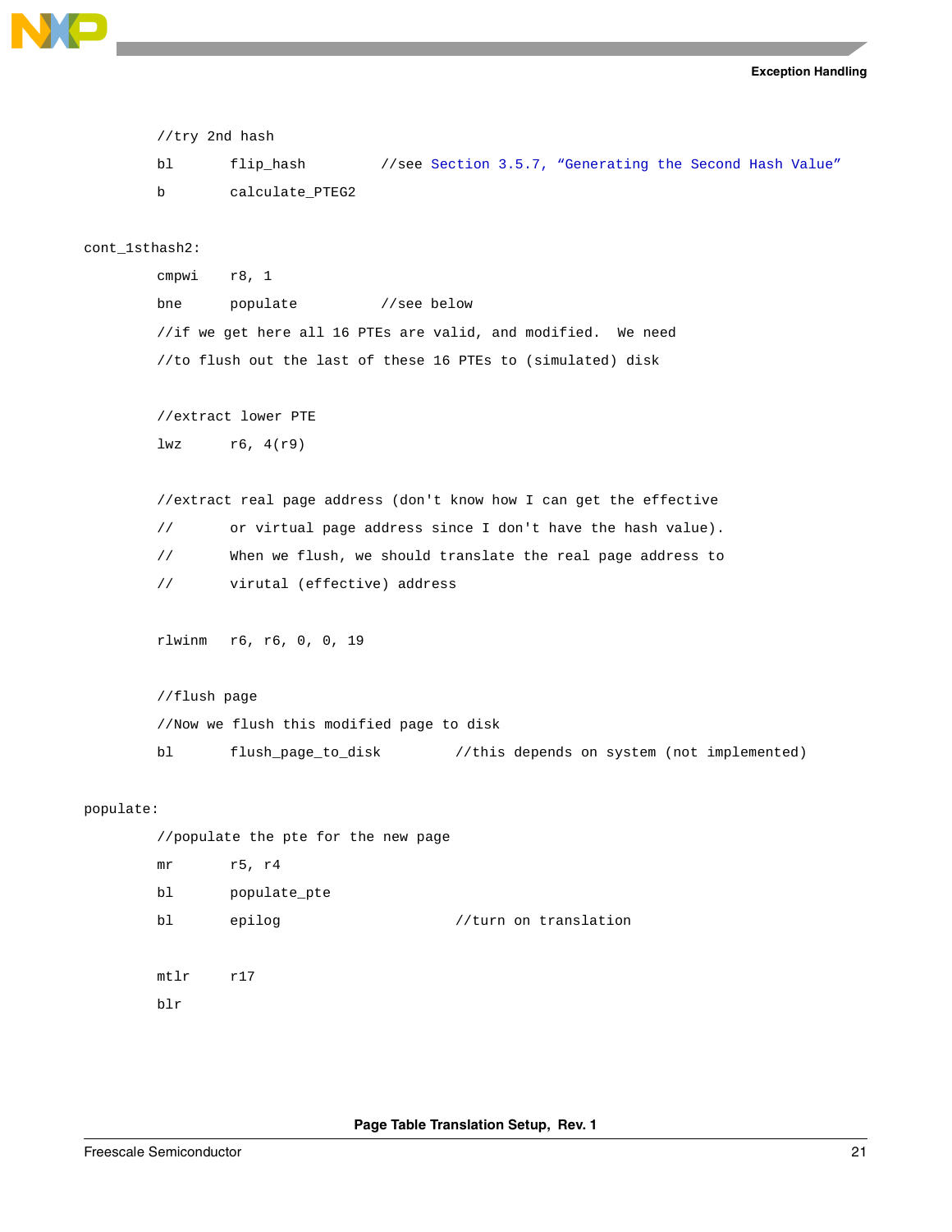```
        //try 2nd hash
        bl      flip_hash         //see Section 3.5.7, "Generating the Second Hash Value"
        b       calculate_PTEG2

cont_1sthash2:
        cmpwi   r8, 1
        bne     populate          //see below
        //if we get here all 16 PTEs are valid, and modified.  We need
        //to flush out the last of these 16 PTEs to (simulated) disk

        //extract lower PTE
        lwz     r6, 4(r9)

        //extract real page address (don't know how I can get the effective
        //      or virtual page address since I don't have the hash value).
        //      When we flush, we should translate the real page address to
        //      virutal (effective) address

        rlwinm  r6, r6, 0, 0, 19

        //flush page
        //Now we flush this modified page to disk
        bl      flush_page_to_disk        //this depends on system (not implemented)

populate:
        //populate the pte for the new page
        mr      r5, r4
        bl      populate_pte
        bl      epilog                    //turn on translation

        mtlr    r17
        blr
```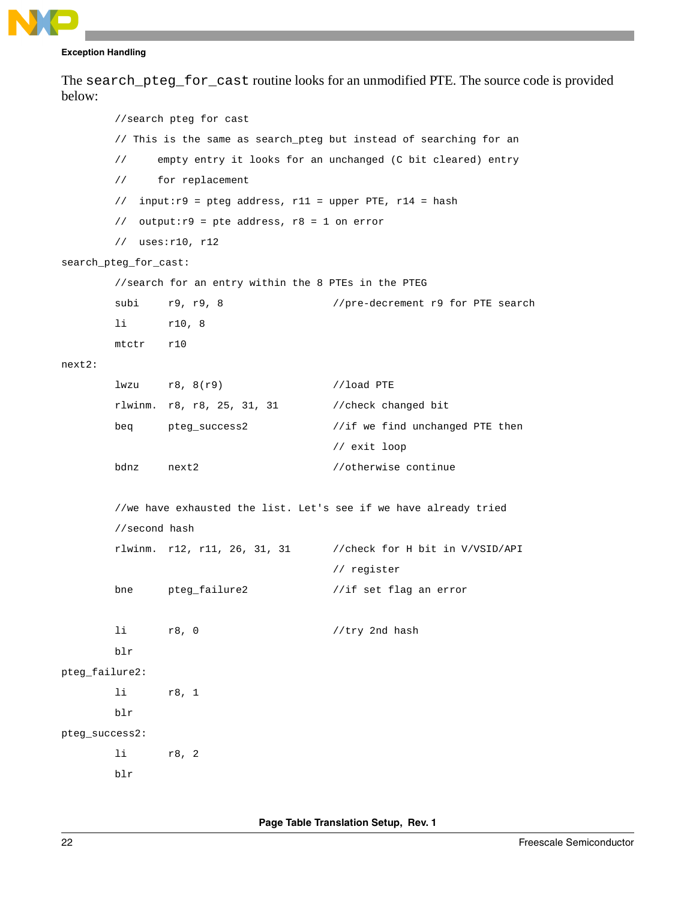The `search_pteg_for_cast` routine looks for an unmodified PTE. The source code is provided below:

```
        //search pteg for cast
        // This is the same as search_pteg but instead of searching for an
        //     empty entry it looks for an unchanged (C bit cleared) entry
        //     for replacement
        //  input:r9 = pteg address, r11 = upper PTE, r14 = hash
        //  output:r9 = pte address, r8 = 1 on error
        //  uses:r10, r12
search_pteg_for_cast:
        //search for an entry within the 8 PTEs in the PTEG
        subi     r9, r9, 8                  //pre-decrement r9 for PTE search
        li       r10, 8
        mtctr    r10
next2:
        lwzu     r8, 8(r9)                  //load PTE
        rlwinm.  r8, r8, 25, 31, 31         //check changed bit
        beq      pteg_success2              //if we find unchanged PTE then
                                            // exit loop
        bdnz     next2                      //otherwise continue

        //we have exhausted the list. Let's see if we have already tried
        //second hash
        rlwinm.  r12, r11, 26, 31, 31       //check for H bit in V/VSID/API
                                            // register
        bne      pteg_failure2              //if set flag an error

        li       r8, 0                      //try 2nd hash
        blr
pteg_failure2:
        li       r8, 1
        blr
pteg_success2:
        li       r8, 2
        blr
```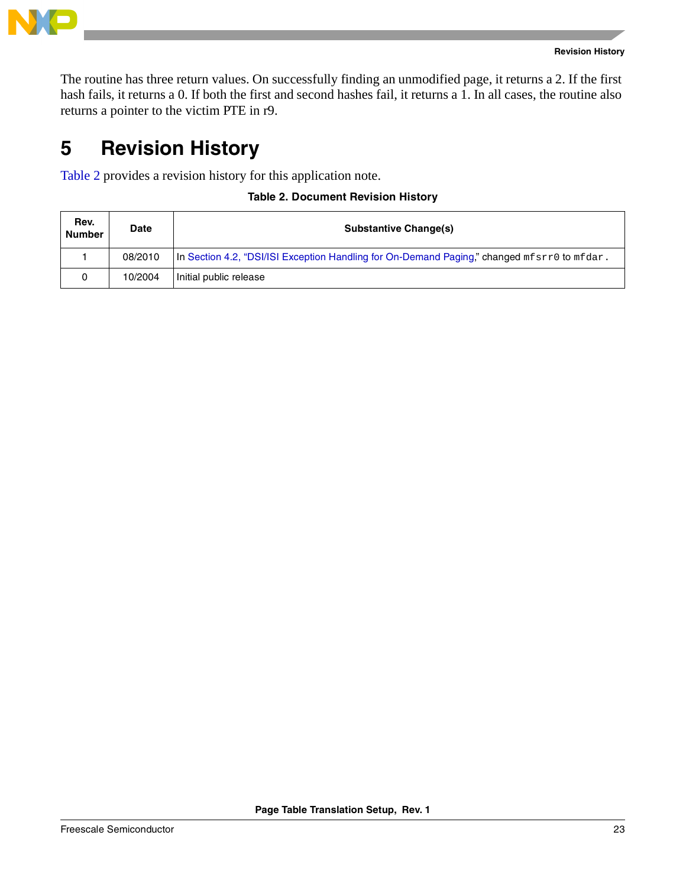The routine has three return values. On successfully finding an unmodified page, it returns a 2. If the first hash fails, it returns a 0. If both the first and second hashes fail, it returns a 1. In all cases, the routine also returns a pointer to the victim PTE in r9.

# 5 Revision History

Table 2 provides a revision history for this application note.

**Table 2. Document Revision History**

| Rev. Number | Date | Substantive Change(s) |
|---|---|---|
| 1 | 08/2010 | In Section 4.2, "DSI/ISI Exception Handling for On-Demand Paging," changed `mfsrr0` to `mfdar`. |
| 0 | 10/2004 | Initial public release |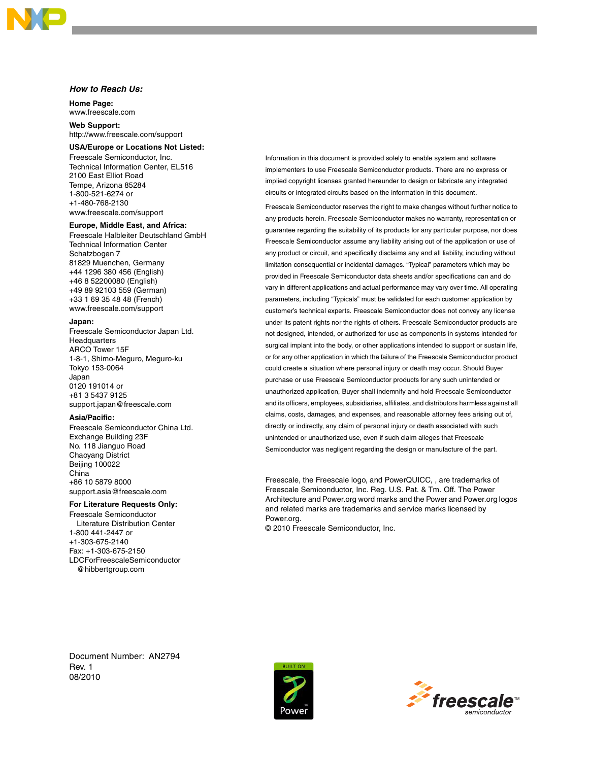***How to Reach Us:***

**Home Page:**
www.freescale.com

**Web Support:**
http://www.freescale.com/support

**USA/Europe or Locations Not Listed:**
Freescale Semiconductor, Inc.
Technical Information Center, EL516
2100 East Elliot Road
Tempe, Arizona 85284
1-800-521-6274 or
+1-480-768-2130
www.freescale.com/support

**Europe, Middle East, and Africa:**
Freescale Halbleiter Deutschland GmbH
Technical Information Center
Schatzbogen 7
81829 Muenchen, Germany
+44 1296 380 456 (English)
+46 8 52200080 (English)
+49 89 92103 559 (German)
+33 1 69 35 48 48 (French)
www.freescale.com/support

**Japan:**
Freescale Semiconductor Japan Ltd.
Headquarters
ARCO Tower 15F
1-8-1, Shimo-Meguro, Meguro-ku
Tokyo 153-0064
Japan
0120 191014 or
+81 3 5437 9125
support.japan@freescale.com

**Asia/Pacific:**
Freescale Semiconductor China Ltd.
Exchange Building 23F
No. 118 Jianguo Road
Chaoyang District
Beijing 100022
China
+86 10 5879 8000
support.asia@freescale.com

**For Literature Requests Only:**
Freescale Semiconductor
Literature Distribution Center
1-800 441-2447 or
+1-303-675-2140
Fax: +1-303-675-2150
LDCForFreescaleSemiconductor
@hibbertgroup.com

Information in this document is provided solely to enable system and software implementers to use Freescale Semiconductor products. There are no express or implied copyright licenses granted hereunder to design or fabricate any integrated circuits or integrated circuits based on the information in this document.

Freescale Semiconductor reserves the right to make changes without further notice to any products herein. Freescale Semiconductor makes no warranty, representation or guarantee regarding the suitability of its products for any particular purpose, nor does Freescale Semiconductor assume any liability arising out of the application or use of any product or circuit, and specifically disclaims any and all liability, including without limitation consequential or incidental damages. "Typical" parameters which may be provided in Freescale Semiconductor data sheets and/or specifications can and do vary in different applications and actual performance may vary over time. All operating parameters, including "Typicals" must be validated for each customer application by customer's technical experts. Freescale Semiconductor does not convey any license under its patent rights nor the rights of others. Freescale Semiconductor products are not designed, intended, or authorized for use as components in systems intended for surgical implant into the body, or other applications intended to support or sustain life, or for any other application in which the failure of the Freescale Semiconductor product could create a situation where personal injury or death may occur. Should Buyer purchase or use Freescale Semiconductor products for any such unintended or unauthorized application, Buyer shall indemnify and hold Freescale Semiconductor and its officers, employees, subsidiaries, affiliates, and distributors harmless against all claims, costs, damages, and expenses, and reasonable attorney fees arising out of, directly or indirectly, any claim of personal injury or death associated with such unintended or unauthorized use, even if such claim alleges that Freescale Semiconductor was negligent regarding the design or manufacture of the part.

Freescale, the Freescale logo, and PowerQUICC, , are trademarks of Freescale Semiconductor, Inc. Reg. U.S. Pat. & Tm. Off. The Power Architecture and Power.org word marks and the Power and Power.org logos and related marks are trademarks and service marks licensed by Power.org.
© 2010 Freescale Semiconductor, Inc.

Document Number: AN2794
Rev. 1
08/2010